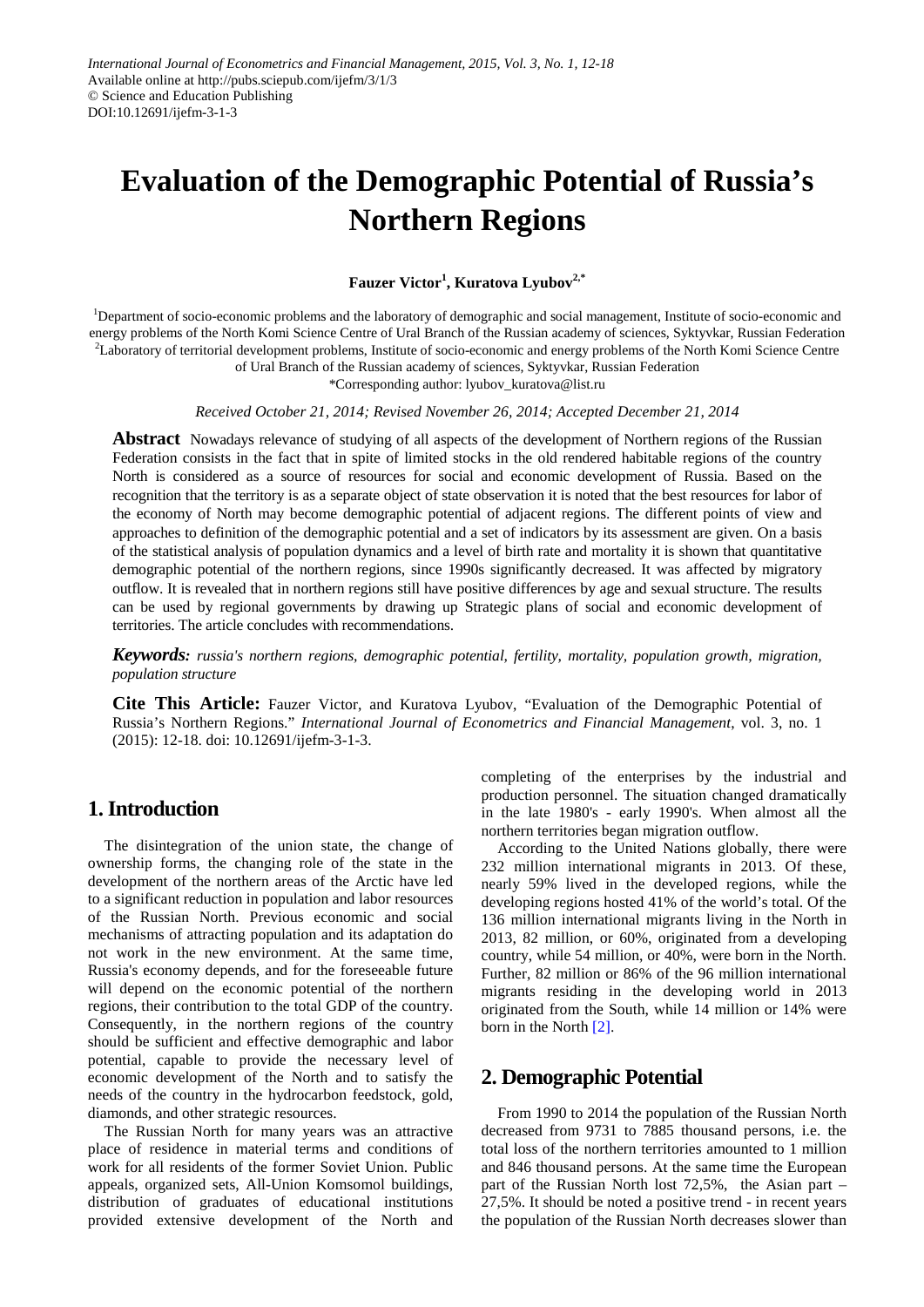International Journal of Econometrics and Financial Management, 2015, Vol. 3, No. 1, 12-18
Available online at http://pubs.sciepub.com/ijefm/3/1/3
© Science and Education Publishing
DOI:10.12691/ijefm-3-1-3

# Evaluation of the Demographic Potential of Russia's Northern Regions

**Fauzer Victor[1], Kuratova Lyubov[2,*]**

[1]Department of socio-economic problems and the laboratory of demographic and social management, Institute of socio-economic and energy problems of the North Komi Science Centre of Ural Branch of the Russian academy of sciences, Syktyvkar, Russian Federation
[2]Laboratory of territorial development problems, Institute of socio-economic and energy problems of the North Komi Science Centre of Ural Branch of the Russian academy of sciences, Syktyvkar, Russian Federation
*Corresponding author: lyubov_kuratova@list.ru

*Received October 21, 2014; Revised November 26, 2014; Accepted December 21, 2014*

**Abstract** Nowadays relevance of studying of all aspects of the development of Northern regions of the Russian Federation consists in the fact that in spite of limited stocks in the old rendered habitable regions of the country North is considered as a source of resources for social and economic development of Russia. Based on the recognition that the territory is as a separate object of state observation it is noted that the best resources for labor of the economy of North may become demographic potential of adjacent regions. The different points of view and approaches to definition of the demographic potential and a set of indicators by its assessment are given. On a basis of the statistical analysis of population dynamics and a level of birth rate and mortality it is shown that quantitative demographic potential of the northern regions, since 1990s significantly decreased. It was affected by migratory outflow. It is revealed that in northern regions still have positive differences by age and sexual structure. The results can be used by regional governments by drawing up Strategic plans of social and economic development of territories. The article concludes with recommendations.

***Keywords:*** *russia's northern regions, demographic potential, fertility, mortality, population growth, migration, population structure*

**Cite This Article:** Fauzer Victor, and Kuratova Lyubov, "Evaluation of the Demographic Potential of Russia's Northern Regions." *International Journal of Econometrics and Financial Management*, vol. 3, no. 1 (2015): 12-18. doi: 10.12691/ijefm-3-1-3.

## 1. Introduction

The disintegration of the union state, the change of ownership forms, the changing role of the state in the development of the northern areas of the Arctic have led to a significant reduction in population and labor resources of the Russian North. Previous economic and social mechanisms of attracting population and its adaptation do not work in the new environment. At the same time, Russia's economy depends, and for the foreseeable future will depend on the economic potential of the northern regions, their contribution to the total GDP of the country. Consequently, in the northern regions of the country should be sufficient and effective demographic and labor potential, capable to provide the necessary level of economic development of the North and to satisfy the needs of the country in the hydrocarbon feedstock, gold, diamonds, and other strategic resources.

The Russian North for many years was an attractive place of residence in material terms and conditions of work for all residents of the former Soviet Union. Public appeals, organized sets, All-Union Komsomol buildings, distribution of graduates of educational institutions provided extensive development of the North and completing of the enterprises by the industrial and production personnel. The situation changed dramatically in the late 1980's - early 1990's. When almost all the northern territories began migration outflow.

According to the United Nations globally, there were 232 million international migrants in 2013. Of these, nearly 59% lived in the developed regions, while the developing regions hosted 41% of the world's total. Of the 136 million international migrants living in the North in 2013, 82 million, or 60%, originated from a developing country, while 54 million, or 40%, were born in the North. Further, 82 million or 86% of the 96 million international migrants residing in the developing world in 2013 originated from the South, while 14 million or 14% were born in the North [2].

## 2. Demographic Potential

From 1990 to 2014 the population of the Russian North decreased from 9731 to 7885 thousand persons, i.e. the total loss of the northern territories amounted to 1 million and 846 thousand persons. At the same time the European part of the Russian North lost 72,5%, the Asian part – 27,5%. It should be noted a positive trend - in recent years the population of the Russian North decreases slower than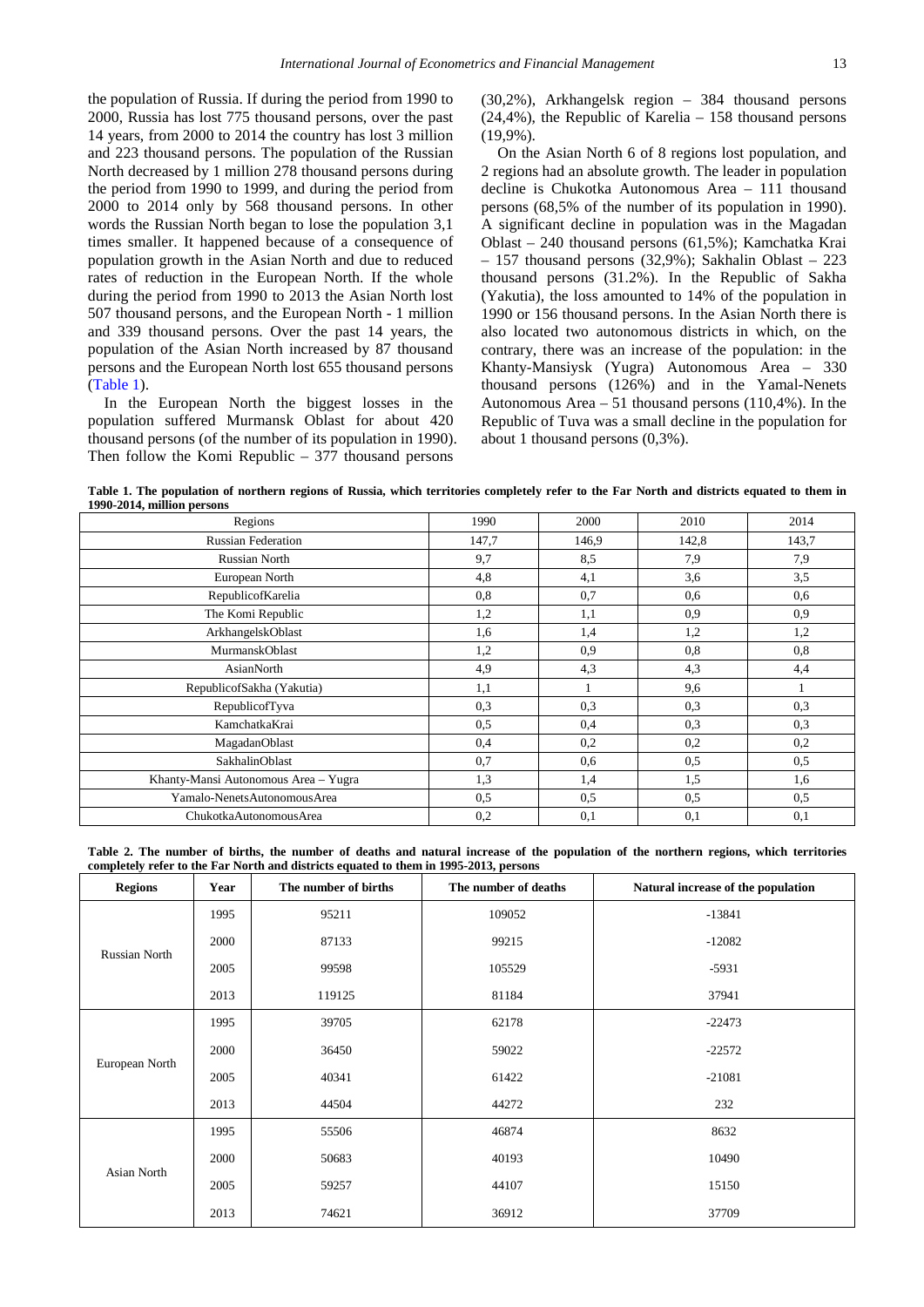the population of Russia. If during the period from 1990 to 2000, Russia has lost 775 thousand persons, over the past 14 years, from 2000 to 2014 the country has lost 3 million and 223 thousand persons. The population of the Russian North decreased by 1 million 278 thousand persons during the period from 1990 to 1999, and during the period from 2000 to 2014 only by 568 thousand persons. In other words the Russian North began to lose the population 3,1 times smaller. It happened because of a consequence of population growth in the Asian North and due to reduced rates of reduction in the European North. If the whole during the period from 1990 to 2013 the Asian North lost 507 thousand persons, and the European North - 1 million and 339 thousand persons. Over the past 14 years, the population of the Asian North increased by 87 thousand persons and the European North lost 655 thousand persons (Table 1).

In the European North the biggest losses in the population suffered Murmansk Oblast for about 420 thousand persons (of the number of its population in 1990). Then follow the Komi Republic – 377 thousand persons (30,2%), Arkhangelsk region – 384 thousand persons (24,4%), the Republic of Karelia – 158 thousand persons (19,9%).

On the Asian North 6 of 8 regions lost population, and 2 regions had an absolute growth. The leader in population decline is Chukotka Autonomous Area – 111 thousand persons (68,5% of the number of its population in 1990). A significant decline in population was in the Magadan Oblast – 240 thousand persons (61,5%); Kamchatka Krai – 157 thousand persons (32,9%); Sakhalin Oblast – 223 thousand persons (31.2%). In the Republic of Sakha (Yakutia), the loss amounted to 14% of the population in 1990 or 156 thousand persons. In the Asian North there is also located two autonomous districts in which, on the contrary, there was an increase of the population: in the Khanty-Mansiysk (Yugra) Autonomous Area – 330 thousand persons (126%) and in the Yamal-Nenets Autonomous Area – 51 thousand persons (110,4%). In the Republic of Tuva was a small decline in the population for about 1 thousand persons (0,3%).

**Table 1. The population of northern regions of Russia, which territories completely refer to the Far North and districts equated to them in 1990-2014, million persons**

| Regions | 1990 | 2000 | 2010 | 2014 |
|---|---|---|---|---|
| Russian Federation | 147,7 | 146,9 | 142,8 | 143,7 |
| Russian North | 9,7 | 8,5 | 7,9 | 7,9 |
| European North | 4,8 | 4,1 | 3,6 | 3,5 |
| RepublicofKarelia | 0,8 | 0,7 | 0,6 | 0,6 |
| The Komi Republic | 1,2 | 1,1 | 0,9 | 0,9 |
| ArkhangelskOblast | 1,6 | 1,4 | 1,2 | 1,2 |
| MurmanskOblast | 1,2 | 0,9 | 0,8 | 0,8 |
| AsianNorth | 4,9 | 4,3 | 4,3 | 4,4 |
| RepublicofSakha (Yakutia) | 1,1 | 1 | 9,6 | 1 |
| RepublicofTyva | 0,3 | 0,3 | 0,3 | 0,3 |
| KamchatkaKrai | 0,5 | 0,4 | 0,3 | 0,3 |
| MagadanOblast | 0,4 | 0,2 | 0,2 | 0,2 |
| SakhalinOblast | 0,7 | 0,6 | 0,5 | 0,5 |
| Khanty-Mansi Autonomous Area – Yugra | 1,3 | 1,4 | 1,5 | 1,6 |
| Yamalo-NenetsAutonomousArea | 0,5 | 0,5 | 0,5 | 0,5 |
| ChukotkaAutonomousArea | 0,2 | 0,1 | 0,1 | 0,1 |

**Table 2. The number of births, the number of deaths and natural increase of the population of the northern regions, which territories completely refer to the Far North and districts equated to them in 1995-2013, persons**

| Regions | Year | The number of births | The number of deaths | Natural increase of the population |
|---|---|---|---|---|
| Russian North | 1995 | 95211 | 109052 | -13841 |
| | 2000 | 87133 | 99215 | -12082 |
| | 2005 | 99598 | 105529 | -5931 |
| | 2013 | 119125 | 81184 | 37941 |
| European North | 1995 | 39705 | 62178 | -22473 |
| | 2000 | 36450 | 59022 | -22572 |
| | 2005 | 40341 | 61422 | -21081 |
| | 2013 | 44504 | 44272 | 232 |
| Asian North | 1995 | 55506 | 46874 | 8632 |
| | 2000 | 50683 | 40193 | 10490 |
| | 2005 | 59257 | 44107 | 15150 |
| | 2013 | 74621 | 36912 | 37709 |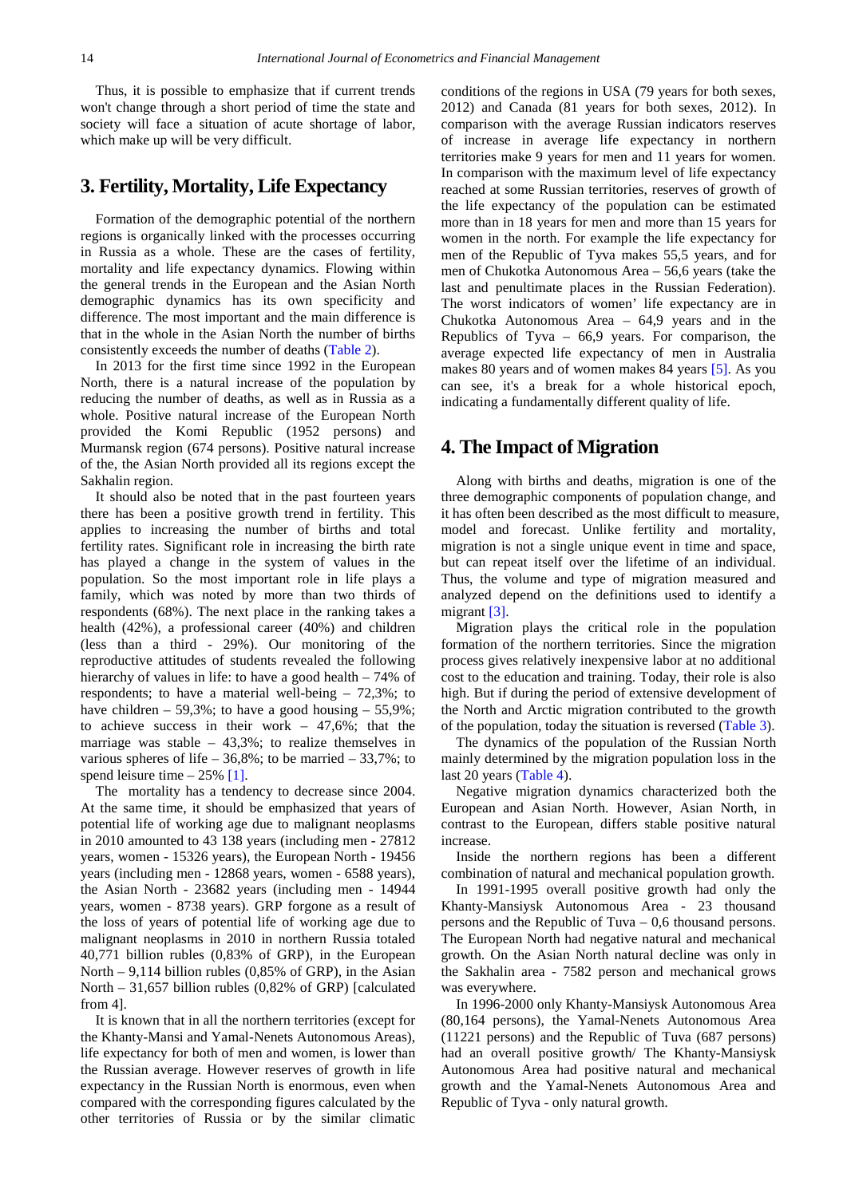Thus, it is possible to emphasize that if current trends won't change through a short period of time the state and society will face a situation of acute shortage of labor, which make up will be very difficult.

## 3. Fertility, Mortality, Life Expectancy

Formation of the demographic potential of the northern regions is organically linked with the processes occurring in Russia as a whole. These are the cases of fertility, mortality and life expectancy dynamics. Flowing within the general trends in the European and the Asian North demographic dynamics has its own specificity and difference. The most important and the main difference is that in the whole in the Asian North the number of births consistently exceeds the number of deaths (Table 2).

In 2013 for the first time since 1992 in the European North, there is a natural increase of the population by reducing the number of deaths, as well as in Russia as a whole. Positive natural increase of the European North provided the Komi Republic (1952 persons) and Murmansk region (674 persons). Positive natural increase of the, the Asian North provided all its regions except the Sakhalin region.

It should also be noted that in the past fourteen years there has been a positive growth trend in fertility. This applies to increasing the number of births and total fertility rates. Significant role in increasing the birth rate has played a change in the system of values in the population. So the most important role in life plays a family, which was noted by more than two thirds of respondents (68%). The next place in the ranking takes a health (42%), a professional career (40%) and children (less than a third - 29%). Our monitoring of the reproductive attitudes of students revealed the following hierarchy of values in life: to have a good health – 74% of respondents; to have a material well-being – 72,3%; to have children – 59,3%; to have a good housing – 55,9%; to achieve success in their work – 47,6%; that the marriage was stable – 43,3%; to realize themselves in various spheres of life – 36,8%; to be married – 33,7%; to spend leisure time – 25% [1].

The mortality has a tendency to decrease since 2004. At the same time, it should be emphasized that years of potential life of working age due to malignant neoplasms in 2010 amounted to 43 138 years (including men - 27812 years, women - 15326 years), the European North - 19456 years (including men - 12868 years, women - 6588 years), the Asian North - 23682 years (including men - 14944 years, women - 8738 years). GRP forgone as a result of the loss of years of potential life of working age due to malignant neoplasms in 2010 in northern Russia totaled 40,771 billion rubles (0,83% of GRP), in the European North – 9,114 billion rubles (0,85% of GRP), in the Asian North – 31,657 billion rubles (0,82% of GRP) [calculated from 4].

It is known that in all the northern territories (except for the Khanty-Mansi and Yamal-Nenets Autonomous Areas), life expectancy for both of men and women, is lower than the Russian average. However reserves of growth in life expectancy in the Russian North is enormous, even when compared with the corresponding figures calculated by the other territories of Russia or by the similar climatic conditions of the regions in USA (79 years for both sexes, 2012) and Canada (81 years for both sexes, 2012). In comparison with the average Russian indicators reserves of increase in average life expectancy in northern territories make 9 years for men and 11 years for women. In comparison with the maximum level of life expectancy reached at some Russian territories, reserves of growth of the life expectancy of the population can be estimated more than in 18 years for men and more than 15 years for women in the north. For example the life expectancy for men of the Republic of Tyva makes 55,5 years, and for men of Chukotka Autonomous Area – 56,6 years (take the last and penultimate places in the Russian Federation). The worst indicators of women' life expectancy are in Chukotka Autonomous Area – 64,9 years and in the Republics of Tyva – 66,9 years. For comparison, the average expected life expectancy of men in Australia makes 80 years and of women makes 84 years [5]. As you can see, it's a break for a whole historical epoch, indicating a fundamentally different quality of life.

## 4. The Impact of Migration

Along with births and deaths, migration is one of the three demographic components of population change, and it has often been described as the most difficult to measure, model and forecast. Unlike fertility and mortality, migration is not a single unique event in time and space, but can repeat itself over the lifetime of an individual. Thus, the volume and type of migration measured and analyzed depend on the definitions used to identify a migrant [3].

Migration plays the critical role in the population formation of the northern territories. Since the migration process gives relatively inexpensive labor at no additional cost to the education and training. Today, their role is also high. But if during the period of extensive development of the North and Arctic migration contributed to the growth of the population, today the situation is reversed (Table 3).

The dynamics of the population of the Russian North mainly determined by the migration population loss in the last 20 years (Table 4).

Negative migration dynamics characterized both the European and Asian North. However, Asian North, in contrast to the European, differs stable positive natural increase.

Inside the northern regions has been a different combination of natural and mechanical population growth.

In 1991-1995 overall positive growth had only the Khanty-Mansiysk Autonomous Area - 23 thousand persons and the Republic of Tuva – 0,6 thousand persons. The European North had negative natural and mechanical growth. On the Asian North natural decline was only in the Sakhalin area - 7582 person and mechanical grows was everywhere.

In 1996-2000 only Khanty-Mansiysk Autonomous Area (80,164 persons), the Yamal-Nenets Autonomous Area (11221 persons) and the Republic of Tuva (687 persons) had an overall positive growth/ The Khanty-Mansiysk Autonomous Area had positive natural and mechanical growth and the Yamal-Nenets Autonomous Area and Republic of Tyva - only natural growth.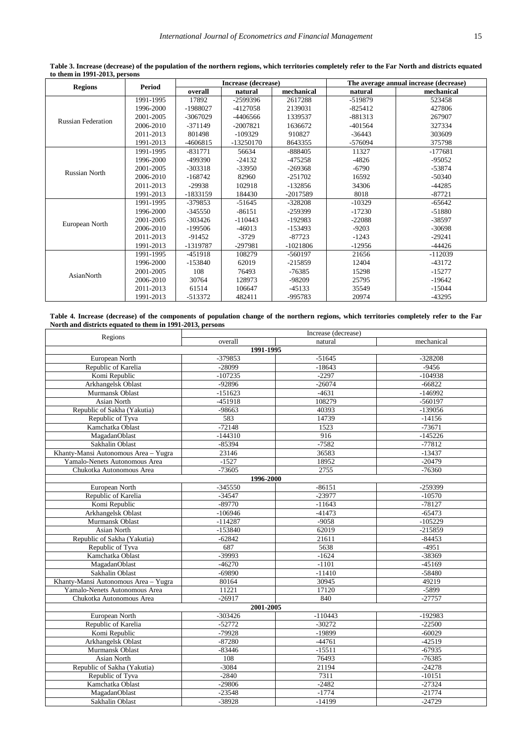**Table 3. Increase (decrease) of the population of the northern regions, which territories completely refer to the Far North and districts equated to them in 1991-2013, persons**

| Regions | Period | Increase (decrease) | | | The average annual increase (decrease) | |
|---|---|---|---|---|---|---|
| | | overall | natural | mechanical | natural | mechanical |
| Russian Federation | 1991-1995 | 17892 | -2599396 | 2617288 | -519879 | 523458 |
| | 1996-2000 | -1988027 | -4127058 | 2139031 | -825412 | 427806 |
| | 2001-2005 | -3067029 | -4406566 | 1339537 | -881313 | 267907 |
| | 2006-2010 | -371149 | -2007821 | 1636672 | -401564 | 327334 |
| | 2011-2013 | 801498 | -109329 | 910827 | -36443 | 303609 |
| | 1991-2013 | -4606815 | -13250170 | 8643355 | -576094 | 375798 |
| Russian North | 1991-1995 | -831771 | 56634 | -888405 | 11327 | -177681 |
| | 1996-2000 | -499390 | -24132 | -475258 | -4826 | -95052 |
| | 2001-2005 | -303318 | -33950 | -269368 | -6790 | -53874 |
| | 2006-2010 | -168742 | 82960 | -251702 | 16592 | -50340 |
| | 2011-2013 | -29938 | 102918 | -132856 | 34306 | -44285 |
| | 1991-2013 | -1833159 | 184430 | -2017589 | 8018 | -87721 |
| European North | 1991-1995 | -379853 | -51645 | -328208 | -10329 | -65642 |
| | 1996-2000 | -345550 | -86151 | -259399 | -17230 | -51880 |
| | 2001-2005 | -303426 | -110443 | -192983 | -22088 | -38597 |
| | 2006-2010 | -199506 | -46013 | -153493 | -9203 | -30698 |
| | 2011-2013 | -91452 | -3729 | -87723 | -1243 | -29241 |
| | 1991-2013 | -1319787 | -297981 | -1021806 | -12956 | -44426 |
| AsianNorth | 1991-1995 | -451918 | 108279 | -560197 | 21656 | -112039 |
| | 1996-2000 | -153840 | 62019 | -215859 | 12404 | -43172 |
| | 2001-2005 | 108 | 76493 | -76385 | 15298 | -15277 |
| | 2006-2010 | 30764 | 128973 | -98209 | 25795 | -19642 |
| | 2011-2013 | 61514 | 106647 | -45133 | 35549 | -15044 |
| | 1991-2013 | -513372 | 482411 | -995783 | 20974 | -43295 |

**Table 4. Increase (decrease) of the components of population change of the northern regions, which territories completely refer to the Far North and districts equated to them in 1991-2013, persons**

| Regions | Increase (decrease) | | |
|---|---|---|---|
| | overall | natural | mechanical |
| **1991-1995** | | | |
| European North | -379853 | -51645 | -328208 |
| Republic of Karelia | -28099 | -18643 | -9456 |
| Komi Republic | -107235 | -2297 | -104938 |
| Arkhangelsk Oblast | -92896 | -26074 | -66822 |
| Murmansk Oblast | -151623 | -4631 | -146992 |
| Asian North | -451918 | 108279 | -560197 |
| Republic of Sakha (Yakutia) | -98663 | 40393 | -139056 |
| Republic of Tyva | 583 | 14739 | -14156 |
| Kamchatka Oblast | -72148 | 1523 | -73671 |
| MagadanOblast | -144310 | 916 | -145226 |
| Sakhalin Oblast | -85394 | -7582 | -77812 |
| Khanty-Mansi Autonomous Area – Yugra | 23146 | 36583 | -13437 |
| Yamalo-Nenets Autonomous Area | -1527 | 18952 | -20479 |
| Chukotka Autonomous Area | -73605 | 2755 | -76360 |
| **1996-2000** | | | |
| European North | -345550 | -86151 | -259399 |
| Republic of Karelia | -34547 | -23977 | -10570 |
| Komi Republic | -89770 | -11643 | -78127 |
| Arkhangelsk Oblast | -106946 | -41473 | -65473 |
| Murmansk Oblast | -114287 | -9058 | -105229 |
| Asian North | -153840 | 62019 | -215859 |
| Republic of Sakha (Yakutia) | -62842 | 21611 | -84453 |
| Republic of Tyva | 687 | 5638 | -4951 |
| Kamchatka Oblast | -39993 | -1624 | -38369 |
| MagadanOblast | -46270 | -1101 | -45169 |
| Sakhalin Oblast | -69890 | -11410 | -58480 |
| Khanty-Mansi Autonomous Area – Yugra | 80164 | 30945 | 49219 |
| Yamalo-Nenets Autonomous Area | 11221 | 17120 | -5899 |
| Chukotka Autonomous Area | -26917 | 840 | -27757 |
| **2001-2005** | | | |
| European North | -303426 | -110443 | -192983 |
| Republic of Karelia | -52772 | -30272 | -22500 |
| Komi Republic | -79928 | -19899 | -60029 |
| Arkhangelsk Oblast | -87280 | -44761 | -42519 |
| Murmansk Oblast | -83446 | -15511 | -67935 |
| Asian North | 108 | 76493 | -76385 |
| Republic of Sakha (Yakutia) | -3084 | 21194 | -24278 |
| Republic of Tyva | -2840 | 7311 | -10151 |
| Kamchatka Oblast | -29806 | -2482 | -27324 |
| MagadanOblast | -23548 | -1774 | -21774 |
| Sakhalin Oblast | -38928 | -14199 | -24729 |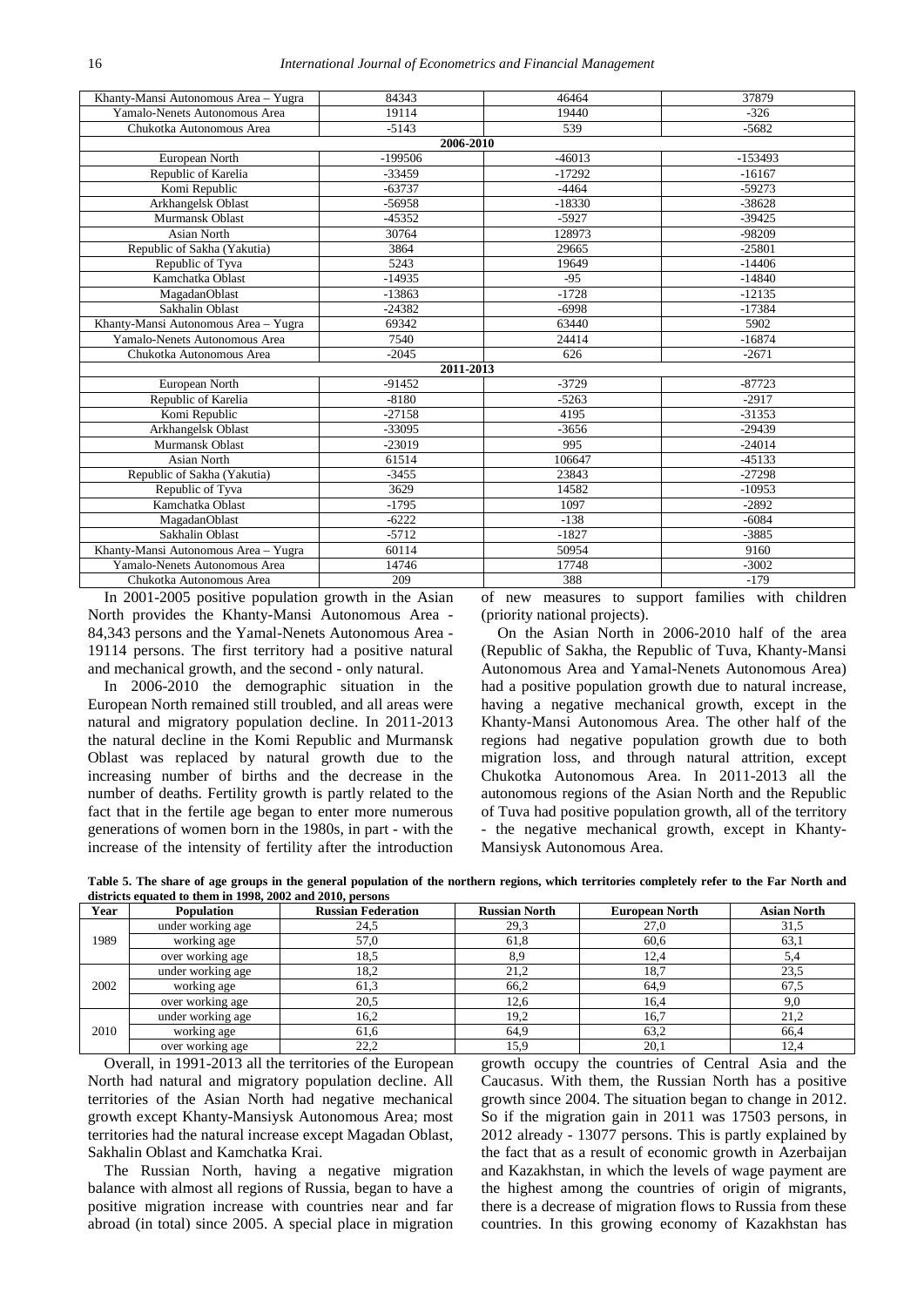| | | | |
|---|---|---|---|
| Khanty-Mansi Autonomous Area – Yugra | 84343 | 46464 | 37879 |
| Yamalo-Nenets Autonomous Area | 19114 | 19440 | -326 |
| Chukotka Autonomous Area | -5143 | 539 | -5682 |
| **2006-2010** | | | |
| European North | -199506 | -46013 | -153493 |
| Republic of Karelia | -33459 | -17292 | -16167 |
| Komi Republic | -63737 | -4464 | -59273 |
| Arkhangelsk Oblast | -56958 | -18330 | -38628 |
| Murmansk Oblast | -45352 | -5927 | -39425 |
| Asian North | 30764 | 128973 | -98209 |
| Republic of Sakha (Yakutia) | 3864 | 29665 | -25801 |
| Republic of Tyva | 5243 | 19649 | -14406 |
| Kamchatka Oblast | -14935 | -95 | -14840 |
| MagadanOblast | -13863 | -1728 | -12135 |
| Sakhalin Oblast | -24382 | -6998 | -17384 |
| Khanty-Mansi Autonomous Area – Yugra | 69342 | 63440 | 5902 |
| Yamalo-Nenets Autonomous Area | 7540 | 24414 | -16874 |
| Chukotka Autonomous Area | -2045 | 626 | -2671 |
| **2011-2013** | | | |
| European North | -91452 | -3729 | -87723 |
| Republic of Karelia | -8180 | -5263 | -2917 |
| Komi Republic | -27158 | 4195 | -31353 |
| Arkhangelsk Oblast | -33095 | -3656 | -29439 |
| Murmansk Oblast | -23019 | 995 | -24014 |
| Asian North | 61514 | 106647 | -45133 |
| Republic of Sakha (Yakutia) | -3455 | 23843 | -27298 |
| Republic of Tyva | 3629 | 14582 | -10953 |
| Kamchatka Oblast | -1795 | 1097 | -2892 |
| MagadanOblast | -6222 | -138 | -6084 |
| Sakhalin Oblast | -5712 | -1827 | -3885 |
| Khanty-Mansi Autonomous Area – Yugra | 60114 | 50954 | 9160 |
| Yamalo-Nenets Autonomous Area | 14746 | 17748 | -3002 |
| Chukotka Autonomous Area | 209 | 388 | -179 |

In 2001-2005 positive population growth in the Asian North provides the Khanty-Mansi Autonomous Area - 84,343 persons and the Yamal-Nenets Autonomous Area - 19114 persons. The first territory had a positive natural and mechanical growth, and the second - only natural.

In 2006-2010 the demographic situation in the European North remained still troubled, and all areas were natural and migratory population decline. In 2011-2013 the natural decline in the Komi Republic and Murmansk Oblast was replaced by natural growth due to the increasing number of births and the decrease in the number of deaths. Fertility growth is partly related to the fact that in the fertile age began to enter more numerous generations of women born in the 1980s, in part - with the increase of the intensity of fertility after the introduction of new measures to support families with children (priority national projects).

On the Asian North in 2006-2010 half of the area (Republic of Sakha, the Republic of Tuva, Khanty-Mansi Autonomous Area and Yamal-Nenets Autonomous Area) had a positive population growth due to natural increase, having a negative mechanical growth, except in the Khanty-Mansi Autonomous Area. The other half of the regions had negative population growth due to both migration loss, and through natural attrition, except Chukotka Autonomous Area. In 2011-2013 all the autonomous regions of the Asian North and the Republic of Tuva had positive population growth, all of the territory - the negative mechanical growth, except in Khanty-Mansiysk Autonomous Area.

**Table 5. The share of age groups in the general population of the northern regions, which territories completely refer to the Far North and districts equated to them in 1998, 2002 and 2010, persons**

| Year | Population | Russian Federation | Russian North | European North | Asian North |
|---|---|---|---|---|---|
| 1989 | under working age | 24,5 | 29,3 | 27,0 | 31,5 |
| | working age | 57,0 | 61,8 | 60,6 | 63,1 |
| | over working age | 18,5 | 8,9 | 12,4 | 5,4 |
| 2002 | under working age | 18,2 | 21,2 | 18,7 | 23,5 |
| | working age | 61,3 | 66,2 | 64,9 | 67,5 |
| | over working age | 20,5 | 12,6 | 16,4 | 9,0 |
| 2010 | under working age | 16,2 | 19,2 | 16,7 | 21,2 |
| | working age | 61,6 | 64,9 | 63,2 | 66,4 |
| | over working age | 22,2 | 15,9 | 20,1 | 12,4 |

Overall, in 1991-2013 all the territories of the European North had natural and migratory population decline. All territories of the Asian North had negative mechanical growth except Khanty-Mansiysk Autonomous Area; most territories had the natural increase except Magadan Oblast, Sakhalin Oblast and Kamchatka Krai.

The Russian North, having a negative migration balance with almost all regions of Russia, began to have a positive migration increase with countries near and far abroad (in total) since 2005. A special place in migration growth occupy the countries of Central Asia and the Caucasus. With them, the Russian North has a positive growth since 2004. The situation began to change in 2012. So if the migration gain in 2011 was 17503 persons, in 2012 already - 13077 persons. This is partly explained by the fact that as a result of economic growth in Azerbaijan and Kazakhstan, in which the levels of wage payment are the highest among the countries of origin of migrants, there is a decrease of migration flows to Russia from these countries. In this growing economy of Kazakhstan has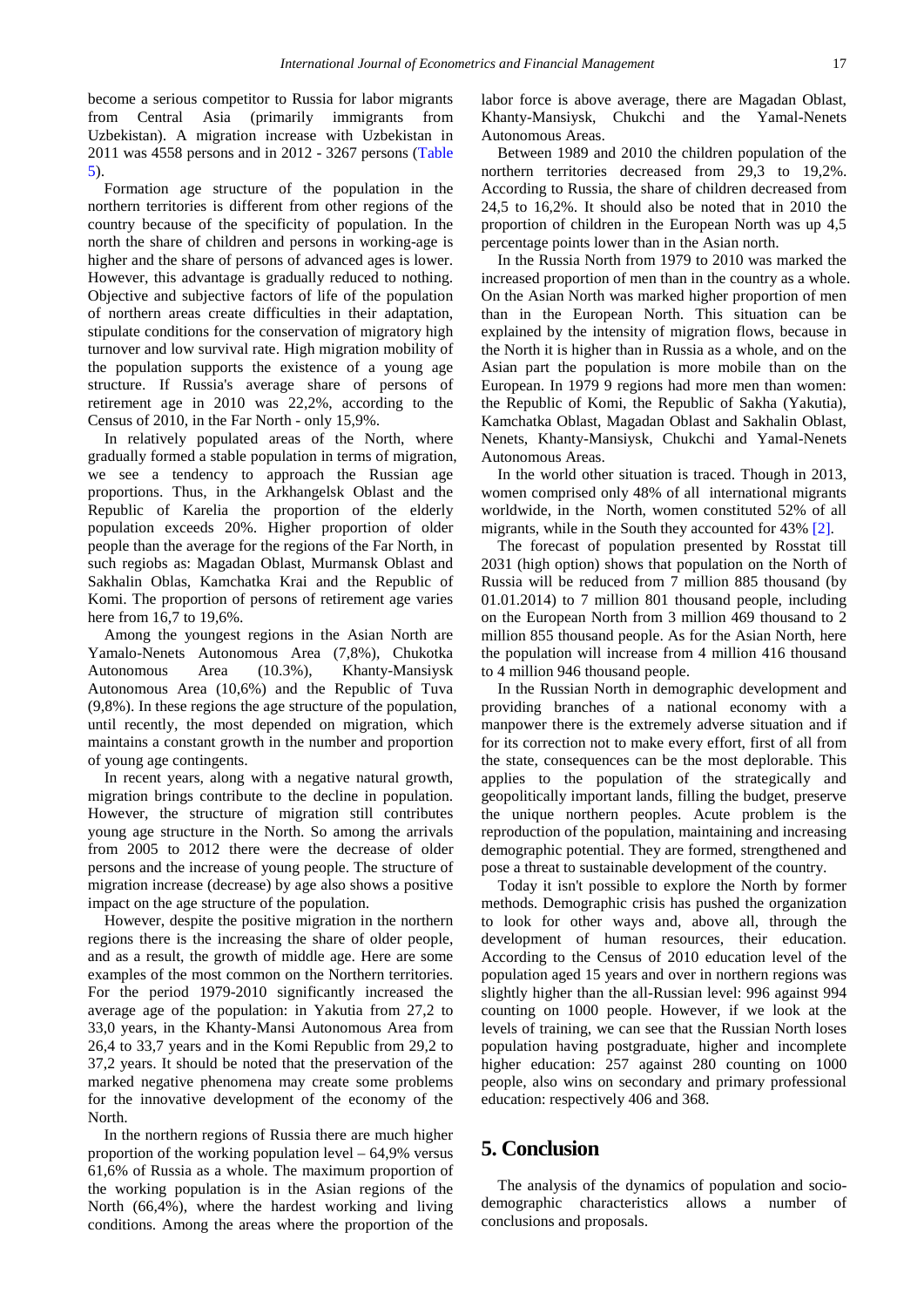become a serious competitor to Russia for labor migrants from Central Asia (primarily immigrants from Uzbekistan). A migration increase with Uzbekistan in 2011 was 4558 persons and in 2012 - 3267 persons (Table 5).

Formation age structure of the population in the northern territories is different from other regions of the country because of the specificity of population. In the north the share of children and persons in working-age is higher and the share of persons of advanced ages is lower. However, this advantage is gradually reduced to nothing. Objective and subjective factors of life of the population of northern areas create difficulties in their adaptation, stipulate conditions for the conservation of migratory high turnover and low survival rate. High migration mobility of the population supports the existence of a young age structure. If Russia's average share of persons of retirement age in 2010 was 22,2%, according to the Census of 2010, in the Far North - only 15,9%.

In relatively populated areas of the North, where gradually formed a stable population in terms of migration, we see a tendency to approach the Russian age proportions. Thus, in the Arkhangelsk Oblast and the Republic of Karelia the proportion of the elderly population exceeds 20%. Higher proportion of older people than the average for the regions of the Far North, in such regiobs as: Magadan Oblast, Murmansk Oblast and Sakhalin Oblas, Kamchatka Krai and the Republic of Komi. The proportion of persons of retirement age varies here from 16,7 to 19,6%.

Among the youngest regions in the Asian North are Yamalo-Nenets Autonomous Area (7,8%), Chukotka Autonomous Area (10.3%), Khanty-Mansiysk Autonomous Area (10,6%) and the Republic of Tuva (9,8%). In these regions the age structure of the population, until recently, the most depended on migration, which maintains a constant growth in the number and proportion of young age contingents.

In recent years, along with a negative natural growth, migration brings contribute to the decline in population. However, the structure of migration still contributes young age structure in the North. So among the arrivals from 2005 to 2012 there were the decrease of older persons and the increase of young people. The structure of migration increase (decrease) by age also shows a positive impact on the age structure of the population.

However, despite the positive migration in the northern regions there is the increasing the share of older people, and as a result, the growth of middle age. Here are some examples of the most common on the Northern territories. For the period 1979-2010 significantly increased the average age of the population: in Yakutia from 27,2 to 33,0 years, in the Khanty-Mansi Autonomous Area from 26,4 to 33,7 years and in the Komi Republic from 29,2 to 37,2 years. It should be noted that the preservation of the marked negative phenomena may create some problems for the innovative development of the economy of the North.

In the northern regions of Russia there are much higher proportion of the working population level – 64,9% versus 61,6% of Russia as a whole. The maximum proportion of the working population is in the Asian regions of the North (66,4%), where the hardest working and living conditions. Among the areas where the proportion of the labor force is above average, there are Magadan Oblast, Khanty-Mansiysk, Chukchi and the Yamal-Nenets Autonomous Areas.

Between 1989 and 2010 the children population of the northern territories decreased from 29,3 to 19,2%. According to Russia, the share of children decreased from 24,5 to 16,2%. It should also be noted that in 2010 the proportion of children in the European North was up 4,5 percentage points lower than in the Asian north.

In the Russia North from 1979 to 2010 was marked the increased proportion of men than in the country as a whole. On the Asian North was marked higher proportion of men than in the European North. This situation can be explained by the intensity of migration flows, because in the North it is higher than in Russia as a whole, and on the Asian part the population is more mobile than on the European. In 1979 9 regions had more men than women: the Republic of Komi, the Republic of Sakha (Yakutia), Kamchatka Oblast, Magadan Oblast and Sakhalin Oblast, Nenets, Khanty-Mansiysk, Chukchi and Yamal-Nenets Autonomous Areas.

In the world other situation is traced. Though in 2013, women comprised only 48% of all international migrants worldwide, in the North, women constituted 52% of all migrants, while in the South they accounted for 43% [2].

The forecast of population presented by Rosstat till 2031 (high option) shows that population on the North of Russia will be reduced from 7 million 885 thousand (by 01.01.2014) to 7 million 801 thousand people, including on the European North from 3 million 469 thousand to 2 million 855 thousand people. As for the Asian North, here the population will increase from 4 million 416 thousand to 4 million 946 thousand people.

In the Russian North in demographic development and providing branches of a national economy with a manpower there is the extremely adverse situation and if for its correction not to make every effort, first of all from the state, consequences can be the most deplorable. This applies to the population of the strategically and geopolitically important lands, filling the budget, preserve the unique northern peoples. Acute problem is the reproduction of the population, maintaining and increasing demographic potential. They are formed, strengthened and pose a threat to sustainable development of the country.

Today it isn't possible to explore the North by former methods. Demographic crisis has pushed the organization to look for other ways and, above all, through the development of human resources, their education. According to the Census of 2010 education level of the population aged 15 years and over in northern regions was slightly higher than the all-Russian level: 996 against 994 counting on 1000 people. However, if we look at the levels of training, we can see that the Russian North loses population having postgraduate, higher and incomplete higher education: 257 against 280 counting on 1000 people, also wins on secondary and primary professional education: respectively 406 and 368.

## 5. Conclusion

The analysis of the dynamics of population and socio-demographic characteristics allows a number of conclusions and proposals.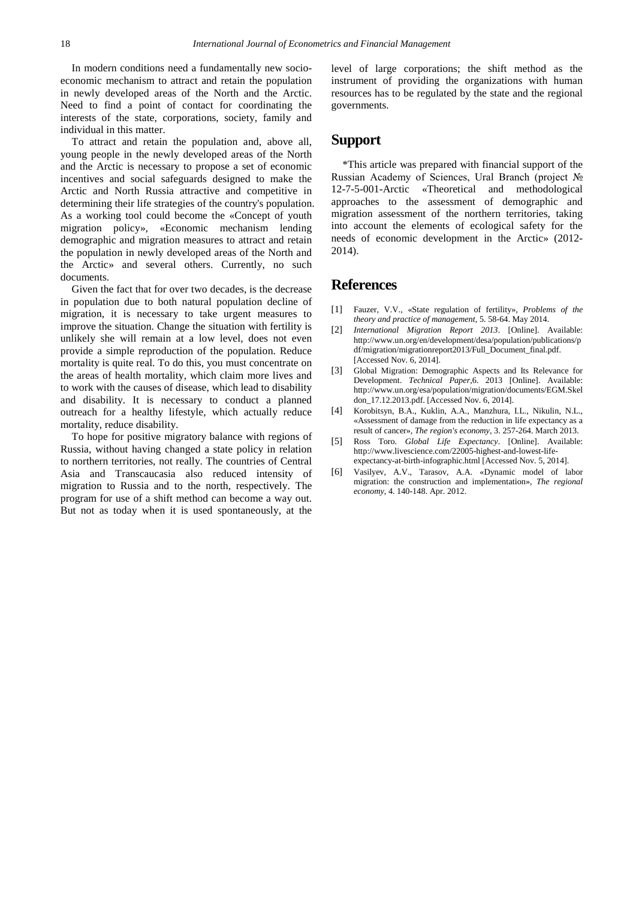In modern conditions need a fundamentally new socio-economic mechanism to attract and retain the population in newly developed areas of the North and the Arctic. Need to find a point of contact for coordinating the interests of the state, corporations, society, family and individual in this matter.

To attract and retain the population and, above all, young people in the newly developed areas of the North and the Arctic is necessary to propose a set of economic incentives and social safeguards designed to make the Arctic and North Russia attractive and competitive in determining their life strategies of the country's population. As a working tool could become the «Concept of youth migration policy», «Economic mechanism lending demographic and migration measures to attract and retain the population in newly developed areas of the North and the Arctic» and several others. Currently, no such documents.

Given the fact that for over two decades, is the decrease in population due to both natural population decline of migration, it is necessary to take urgent measures to improve the situation. Change the situation with fertility is unlikely she will remain at a low level, does not even provide a simple reproduction of the population. Reduce mortality is quite real. To do this, you must concentrate on the areas of health mortality, which claim more lives and to work with the causes of disease, which lead to disability and disability. It is necessary to conduct a planned outreach for a healthy lifestyle, which actually reduce mortality, reduce disability.

To hope for positive migratory balance with regions of Russia, without having changed a state policy in relation to northern territories, not really. The countries of Central Asia and Transcaucasia also reduced intensity of migration to Russia and to the north, respectively. The program for use of a shift method can become a way out. But not as today when it is used spontaneously, at the level of large corporations; the shift method as the instrument of providing the organizations with human resources has to be regulated by the state and the regional governments.

# Support

*This article was prepared with financial support of the Russian Academy of Sciences, Ural Branch (project № 12-7-5-001-Arctic «Theoretical and methodological approaches to the assessment of demographic and migration assessment of the northern territories, taking into account the elements of ecological safety for the needs of economic development in the Arctic» (2012-2014).

# References

[1] Fauzer, V.V., «State regulation of fertility», *Problems of the theory and practice of management*, 5. 58-64. May 2014.

[2] *International Migration Report 2013*. [Online]. Available: http://www.un.org/en/development/desa/population/publications/pdf/migration/migrationreport2013/Full_Document_final.pdf. [Accessed Nov. 6, 2014].

[3] Global Migration: Demographic Aspects and Its Relevance for Development. *Technical Paper*,6. 2013 [Online]. Available: http://www.un.org/esa/population/migration/documents/EGM.Skeldon_17.12.2013.pdf. [Accessed Nov. 6, 2014].

[4] Korobitsyn, B.A., Kuklin, A.A., Manzhura, I.L., Nikulin, N.L., «Assessment of damage from the reduction in life expectancy as a result of cancer», *The region's economy*, 3. 257-264. March 2013.

[5] Ross Toro. *Global Life Expectancy*. [Online]. Available: http://www.livescience.com/22005-highest-and-lowest-life-expectancy-at-birth-infographic.html [Accessed Nov. 5, 2014].

[6] Vasilyev, A.V., Tarasov, A.A. «Dynamic model of labor migration: the construction and implementation», *The regional economy*, 4. 140-148. Apr. 2012.